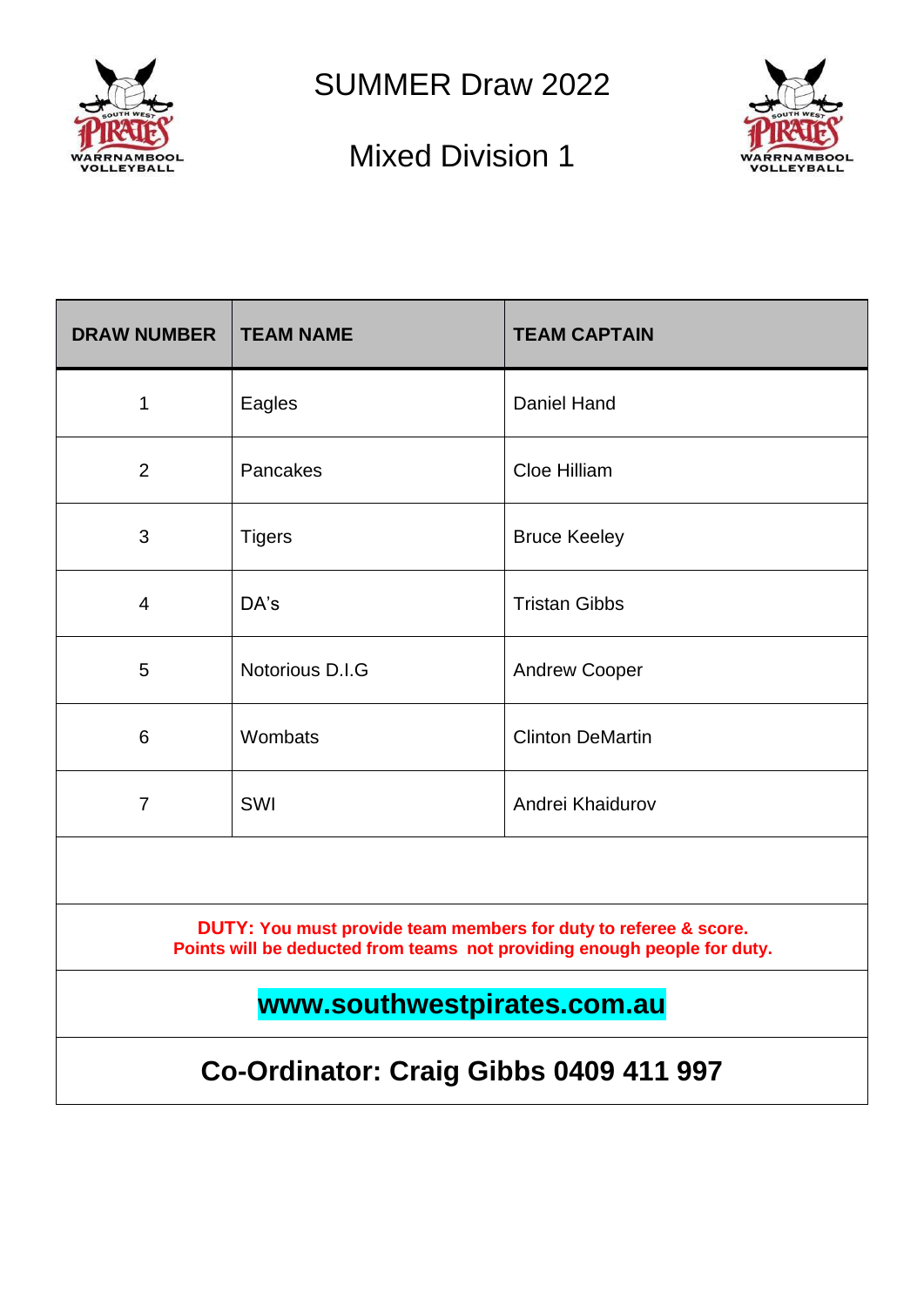# SUMMER Draw 2022

## Mixed Division 1

| DRAW NUMBER | TEAM NAME | TEAM CAPTAIN |
|---|---|---|
| 1 | Eagles | Daniel Hand |
| 2 | Pancakes | Cloe Hilliam |
| 3 | Tigers | Bruce Keeley |
| 4 | DA's | Tristan Gibbs |
| 5 | Notorious D.I.G | Andrew Cooper |
| 6 | Wombats | Clinton DeMartin |
| 7 | SWI | Andrei Khaidurov |

**DUTY: You must provide team members for duty to referee & score.**
**Points will be deducted from teams not providing enough people for duty.**

**www.southwestpirates.com.au**

**Co-Ordinator: Craig Gibbs 0409 411 997**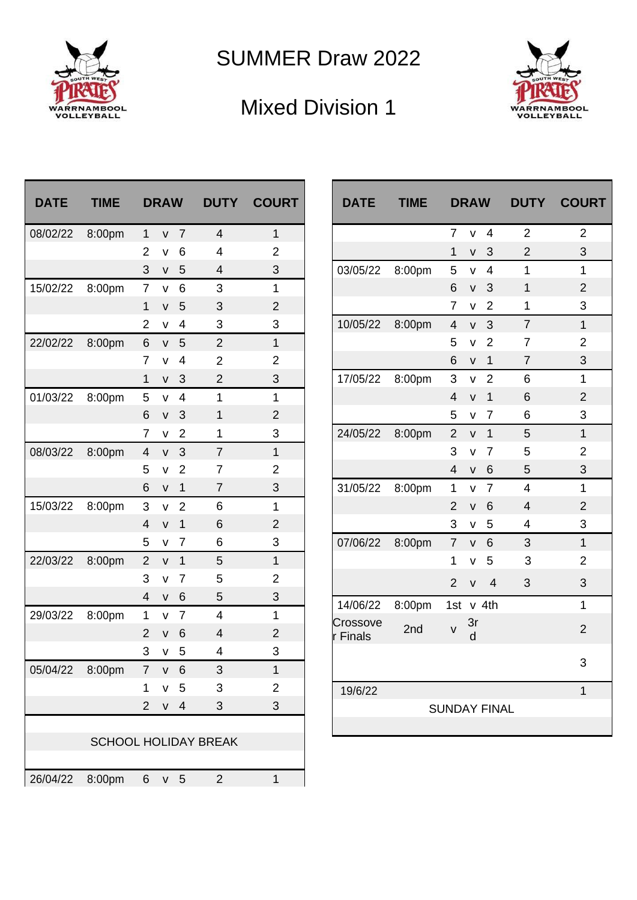# SUMMER Draw 2022

## Mixed Division 1

| DATE | TIME | DRAW | DUTY | COURT |
|---|---|---|---|---|
| 08/02/22 | 8:00pm | 1 v 7 | 4 | 1 |
| | | 2 v 6 | 4 | 2 |
| | | 3 v 5 | 4 | 3 |
| 15/02/22 | 8:00pm | 7 v 6 | 3 | 1 |
| | | 1 v 5 | 3 | 2 |
| | | 2 v 4 | 3 | 3 |
| 22/02/22 | 8:00pm | 6 v 5 | 2 | 1 |
| | | 7 v 4 | 2 | 2 |
| | | 1 v 3 | 2 | 3 |
| 01/03/22 | 8:00pm | 5 v 4 | 1 | 1 |
| | | 6 v 3 | 1 | 2 |
| | | 7 v 2 | 1 | 3 |
| 08/03/22 | 8:00pm | 4 v 3 | 7 | 1 |
| | | 5 v 2 | 7 | 2 |
| | | 6 v 1 | 7 | 3 |
| 15/03/22 | 8:00pm | 3 v 2 | 6 | 1 |
| | | 4 v 1 | 6 | 2 |
| | | 5 v 7 | 6 | 3 |
| 22/03/22 | 8:00pm | 2 v 1 | 5 | 1 |
| | | 3 v 7 | 5 | 2 |
| | | 4 v 6 | 5 | 3 |
| 29/03/22 | 8:00pm | 1 v 7 | 4 | 1 |
| | | 2 v 6 | 4 | 2 |
| | | 3 v 5 | 4 | 3 |
| 05/04/22 | 8:00pm | 7 v 6 | 3 | 1 |
| | | 1 v 5 | 3 | 2 |
| | | 2 v 4 | 3 | 3 |
| SCHOOL HOLIDAY BREAK | | | | |
| 26/04/22 | 8:00pm | 6 v 5 | 2 | 1 |
| | | 7 v 4 | 2 | 2 |
| | | 1 v 3 | 2 | 3 |
| 03/05/22 | 8:00pm | 5 v 4 | 1 | 1 |
| | | 6 v 3 | 1 | 2 |
| | | 7 v 2 | 1 | 3 |
| 10/05/22 | 8:00pm | 4 v 3 | 7 | 1 |
| | | 5 v 2 | 7 | 2 |
| | | 6 v 1 | 7 | 3 |
| 17/05/22 | 8:00pm | 3 v 2 | 6 | 1 |
| | | 4 v 1 | 6 | 2 |
| | | 5 v 7 | 6 | 3 |
| 24/05/22 | 8:00pm | 2 v 1 | 5 | 1 |
| | | 3 v 7 | 5 | 2 |
| | | 4 v 6 | 5 | 3 |
| 31/05/22 | 8:00pm | 1 v 7 | 4 | 1 |
| | | 2 v 6 | 4 | 2 |
| | | 3 v 5 | 4 | 3 |
| 07/06/22 | 8:00pm | 7 v 6 | 3 | 1 |
| | | 1 v 5 | 3 | 2 |
| | | 2 v 4 | 3 | 3 |
| 14/06/22 | 8:00pm | 1st v 4th | | 1 |
| Crossover Finals | | 2nd v 3rd | | 2 |
| | | | | 3 |
| 19/6/22 | | | | 1 |
| SUNDAY FINAL | | | | |